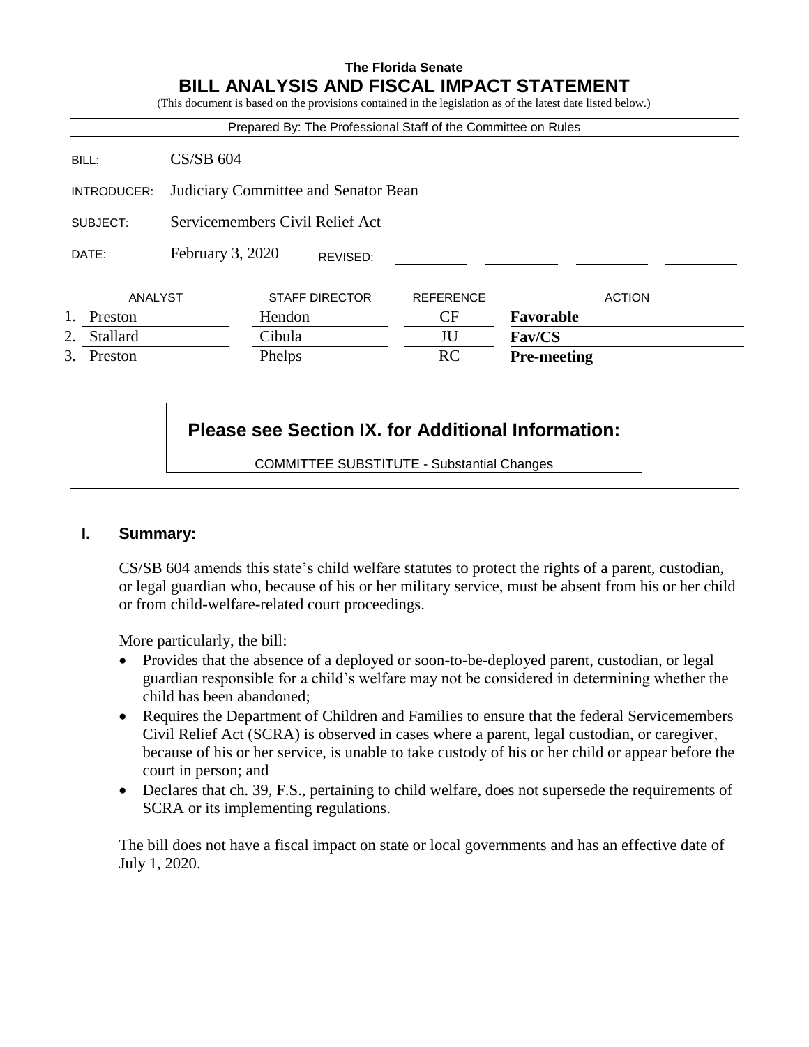**The Florida Senate**

# BILL ANALYSIS AND FISCAL IMPACT STATEMENT

(This document is based on the provisions contained in the legislation as of the latest date listed below.)

Prepared By: The Professional Staff of the Committee on Rules

| | |
|---|---|
| BILL: | CS/SB 604 |
| INTRODUCER: | Judiciary Committee and Senator Bean |
| SUBJECT: | Servicemembers Civil Relief Act |
| DATE: | February 3, 2020 REVISED: |

| | ANALYST | STAFF DIRECTOR | REFERENCE | ACTION |
|---|---|---|---|---|
| 1. | Preston | Hendon | CF | **Favorable** |
| 2. | Stallard | Cibula | JU | **Fav/CS** |
| 3. | Preston | Phelps | RC | **Pre-meeting** |

**Please see Section IX. for Additional Information:**

COMMITTEE SUBSTITUTE - Substantial Changes

## I. Summary:

CS/SB 604 amends this state's child welfare statutes to protect the rights of a parent, custodian, or legal guardian who, because of his or her military service, must be absent from his or her child or from child-welfare-related court proceedings.

More particularly, the bill:

- Provides that the absence of a deployed or soon-to-be-deployed parent, custodian, or legal guardian responsible for a child's welfare may not be considered in determining whether the child has been abandoned;
- Requires the Department of Children and Families to ensure that the federal Servicemembers Civil Relief Act (SCRA) is observed in cases where a parent, legal custodian, or caregiver, because of his or her service, is unable to take custody of his or her child or appear before the court in person; and
- Declares that ch. 39, F.S., pertaining to child welfare, does not supersede the requirements of SCRA or its implementing regulations.

The bill does not have a fiscal impact on state or local governments and has an effective date of July 1, 2020.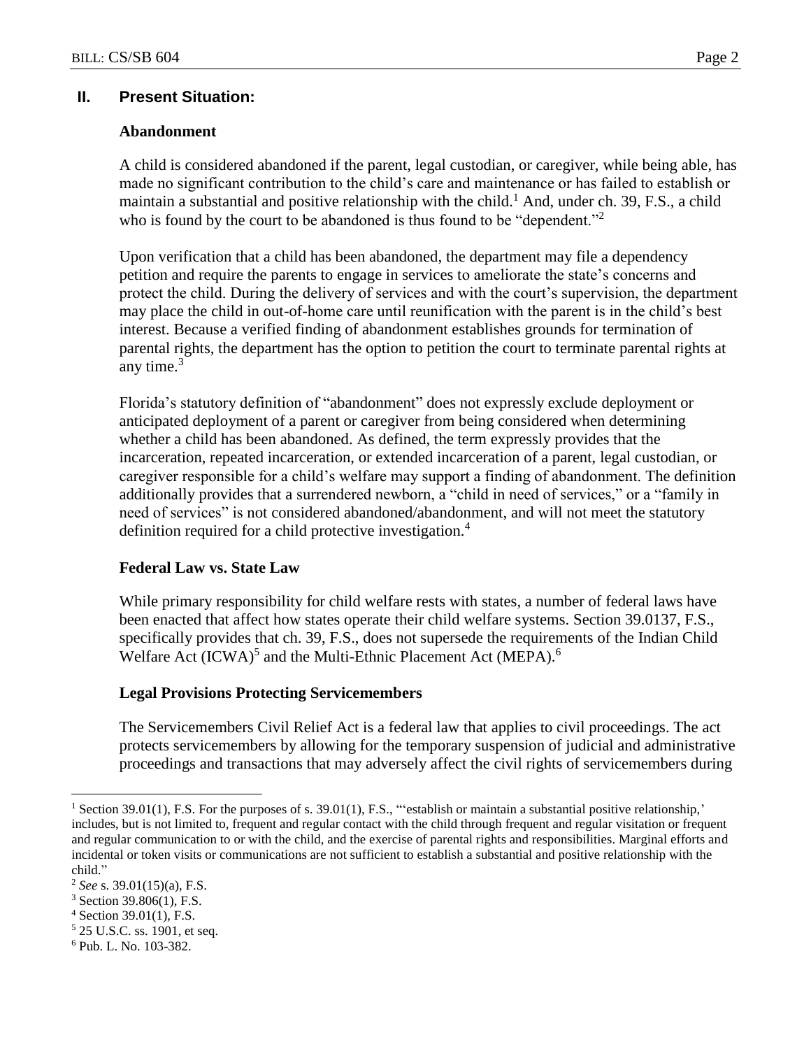## II. Present Situation:

### Abandonment

A child is considered abandoned if the parent, legal custodian, or caregiver, while being able, has made no significant contribution to the child's care and maintenance or has failed to establish or maintain a substantial and positive relationship with the child.[1] And, under ch. 39, F.S., a child who is found by the court to be abandoned is thus found to be "dependent."[2]

Upon verification that a child has been abandoned, the department may file a dependency petition and require the parents to engage in services to ameliorate the state's concerns and protect the child. During the delivery of services and with the court's supervision, the department may place the child in out-of-home care until reunification with the parent is in the child's best interest. Because a verified finding of abandonment establishes grounds for termination of parental rights, the department has the option to petition the court to terminate parental rights at any time.[3]

Florida's statutory definition of "abandonment" does not expressly exclude deployment or anticipated deployment of a parent or caregiver from being considered when determining whether a child has been abandoned. As defined, the term expressly provides that the incarceration, repeated incarceration, or extended incarceration of a parent, legal custodian, or caregiver responsible for a child's welfare may support a finding of abandonment. The definition additionally provides that a surrendered newborn, a "child in need of services," or a "family in need of services" is not considered abandoned/abandonment, and will not meet the statutory definition required for a child protective investigation.[4]

### Federal Law vs. State Law

While primary responsibility for child welfare rests with states, a number of federal laws have been enacted that affect how states operate their child welfare systems. Section 39.0137, F.S., specifically provides that ch. 39, F.S., does not supersede the requirements of the Indian Child Welfare Act (ICWA)[5] and the Multi-Ethnic Placement Act (MEPA).[6]

### Legal Provisions Protecting Servicemembers

The Servicemembers Civil Relief Act is a federal law that applies to civil proceedings. The act protects servicemembers by allowing for the temporary suspension of judicial and administrative proceedings and transactions that may adversely affect the civil rights of servicemembers during

---

[1] Section 39.01(1), F.S. For the purposes of s. 39.01(1), F.S., "'establish or maintain a substantial positive relationship,' includes, but is not limited to, frequent and regular contact with the child through frequent and regular visitation or frequent and regular communication to or with the child, and the exercise of parental rights and responsibilities. Marginal efforts and incidental or token visits or communications are not sufficient to establish a substantial and positive relationship with the child."

[2] *See* s. 39.01(15)(a), F.S.

[3] Section 39.806(1), F.S.

[4] Section 39.01(1), F.S.

[5] 25 U.S.C. ss. 1901, et seq.

[6] Pub. L. No. 103-382.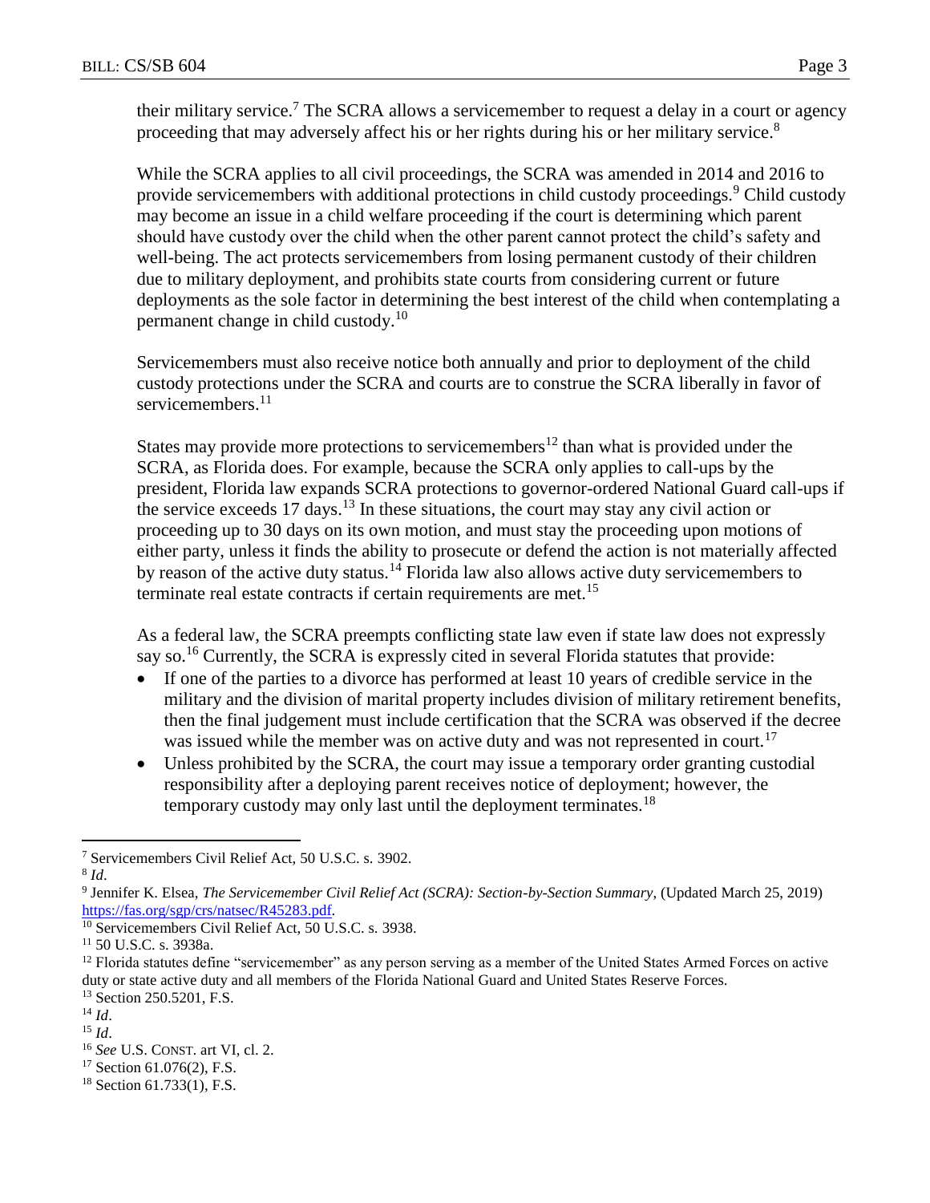their military service.[7] The SCRA allows a servicemember to request a delay in a court or agency proceeding that may adversely affect his or her rights during his or her military service.[8]

While the SCRA applies to all civil proceedings, the SCRA was amended in 2014 and 2016 to provide servicemembers with additional protections in child custody proceedings.[9] Child custody may become an issue in a child welfare proceeding if the court is determining which parent should have custody over the child when the other parent cannot protect the child's safety and well-being. The act protects servicemembers from losing permanent custody of their children due to military deployment, and prohibits state courts from considering current or future deployments as the sole factor in determining the best interest of the child when contemplating a permanent change in child custody.[10]

Servicemembers must also receive notice both annually and prior to deployment of the child custody protections under the SCRA and courts are to construe the SCRA liberally in favor of servicemembers.[11]

States may provide more protections to servicemembers[12] than what is provided under the SCRA, as Florida does. For example, because the SCRA only applies to call-ups by the president, Florida law expands SCRA protections to governor-ordered National Guard call-ups if the service exceeds 17 days.[13] In these situations, the court may stay any civil action or proceeding up to 30 days on its own motion, and must stay the proceeding upon motions of either party, unless it finds the ability to prosecute or defend the action is not materially affected by reason of the active duty status.[14] Florida law also allows active duty servicemembers to terminate real estate contracts if certain requirements are met.[15]

As a federal law, the SCRA preempts conflicting state law even if state law does not expressly say so.[16] Currently, the SCRA is expressly cited in several Florida statutes that provide:

- If one of the parties to a divorce has performed at least 10 years of credible service in the military and the division of marital property includes division of military retirement benefits, then the final judgement must include certification that the SCRA was observed if the decree was issued while the member was on active duty and was not represented in court.[17]
- Unless prohibited by the SCRA, the court may issue a temporary order granting custodial responsibility after a deploying parent receives notice of deployment; however, the temporary custody may only last until the deployment terminates.[18]

---

[7] Servicemembers Civil Relief Act, 50 U.S.C. s. 3902.

[8] *Id*.

[9] Jennifer K. Elsea, *The Servicemember Civil Relief Act (SCRA): Section-by-Section Summary*, (Updated March 25, 2019) https://fas.org/sgp/crs/natsec/R45283.pdf.

[10] Servicemembers Civil Relief Act, 50 U.S.C. s. 3938.

[11] 50 U.S.C. s. 3938a.

[12] Florida statutes define "servicemember" as any person serving as a member of the United States Armed Forces on active duty or state active duty and all members of the Florida National Guard and United States Reserve Forces.

[13] Section 250.5201, F.S.

[14] *Id*.

[15] *Id*.

[16] *See* U.S. CONST. art VI, cl. 2.

[17] Section 61.076(2), F.S.

[18] Section 61.733(1), F.S.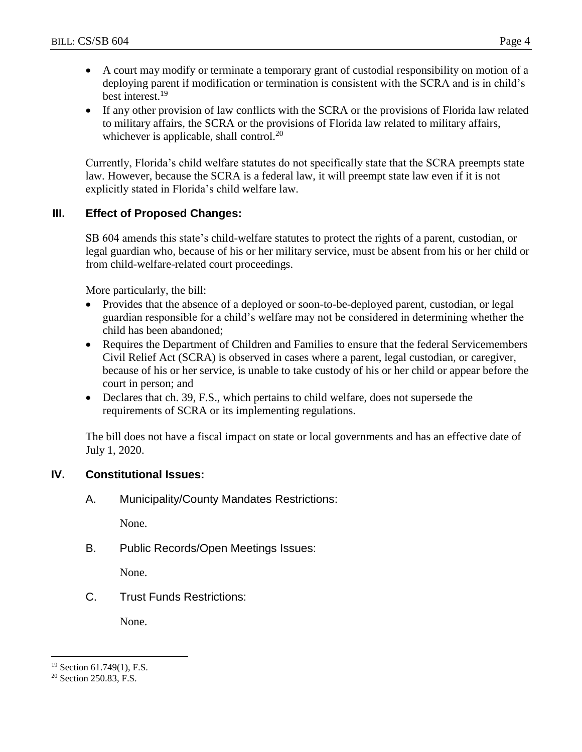- A court may modify or terminate a temporary grant of custodial responsibility on motion of a deploying parent if modification or termination is consistent with the SCRA and is in child's best interest.[19]
- If any other provision of law conflicts with the SCRA or the provisions of Florida law related to military affairs, the SCRA or the provisions of Florida law related to military affairs, whichever is applicable, shall control.[20]

Currently, Florida's child welfare statutes do not specifically state that the SCRA preempts state law. However, because the SCRA is a federal law, it will preempt state law even if it is not explicitly stated in Florida's child welfare law.

## III. Effect of Proposed Changes:

SB 604 amends this state's child-welfare statutes to protect the rights of a parent, custodian, or legal guardian who, because of his or her military service, must be absent from his or her child or from child-welfare-related court proceedings.

More particularly, the bill:

- Provides that the absence of a deployed or soon-to-be-deployed parent, custodian, or legal guardian responsible for a child's welfare may not be considered in determining whether the child has been abandoned;
- Requires the Department of Children and Families to ensure that the federal Servicemembers Civil Relief Act (SCRA) is observed in cases where a parent, legal custodian, or caregiver, because of his or her service, is unable to take custody of his or her child or appear before the court in person; and
- Declares that ch. 39, F.S., which pertains to child welfare, does not supersede the requirements of SCRA or its implementing regulations.

The bill does not have a fiscal impact on state or local governments and has an effective date of July 1, 2020.

## IV. Constitutional Issues:

### A. Municipality/County Mandates Restrictions:

None.

### B. Public Records/Open Meetings Issues:

None.

### C. Trust Funds Restrictions:

None.

---

[19] Section 61.749(1), F.S.

[20] Section 250.83, F.S.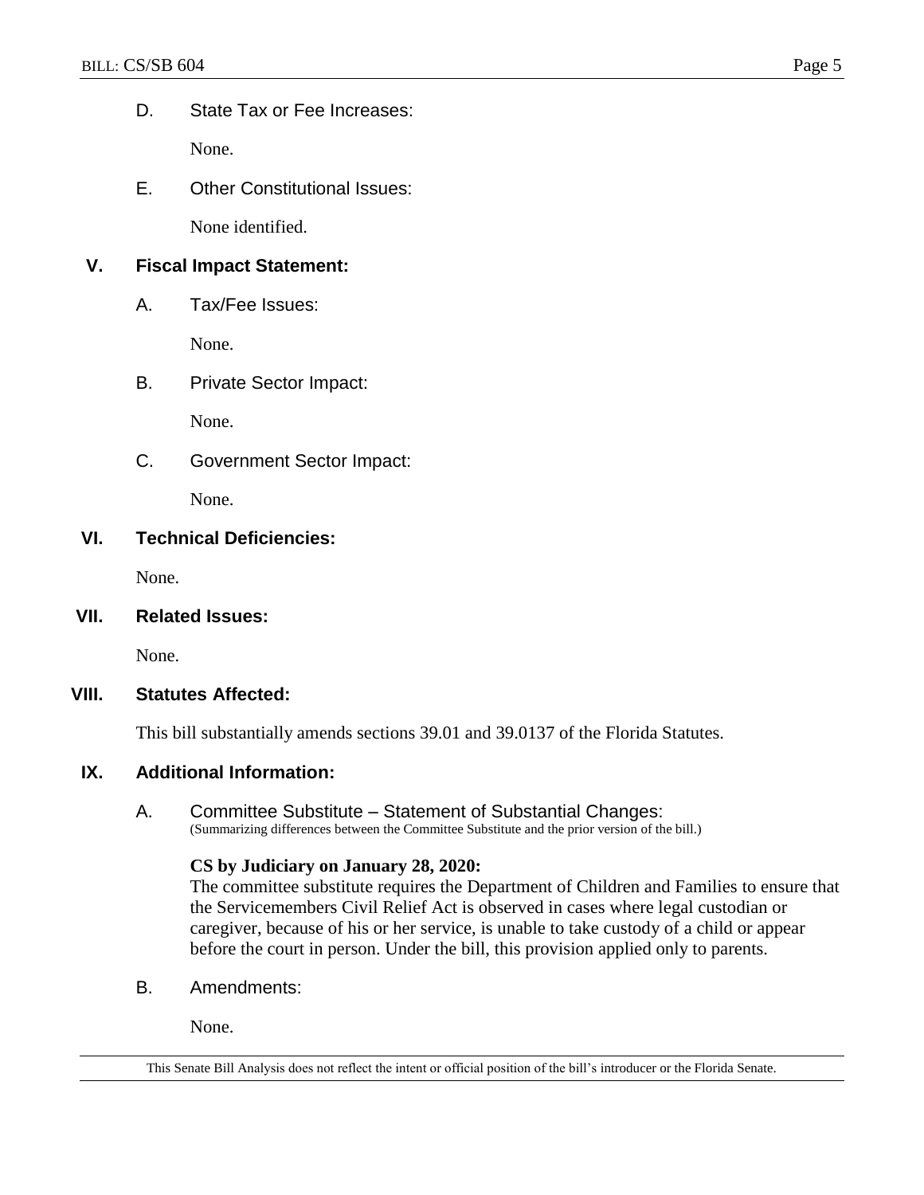D. State Tax or Fee Increases:

None.

E. Other Constitutional Issues:

None identified.

## V. Fiscal Impact Statement:

A. Tax/Fee Issues:

None.

B. Private Sector Impact:

None.

C. Government Sector Impact:

None.

## VI. Technical Deficiencies:

None.

## VII. Related Issues:

None.

## VIII. Statutes Affected:

This bill substantially amends sections 39.01 and 39.0137 of the Florida Statutes.

## IX. Additional Information:

A. Committee Substitute – Statement of Substantial Changes:
(Summarizing differences between the Committee Substitute and the prior version of the bill.)

**CS by Judiciary on January 28, 2020:**
The committee substitute requires the Department of Children and Families to ensure that the Servicemembers Civil Relief Act is observed in cases where legal custodian or caregiver, because of his or her service, is unable to take custody of a child or appear before the court in person. Under the bill, this provision applied only to parents.

B. Amendments:

None.

This Senate Bill Analysis does not reflect the intent or official position of the bill's introducer or the Florida Senate.